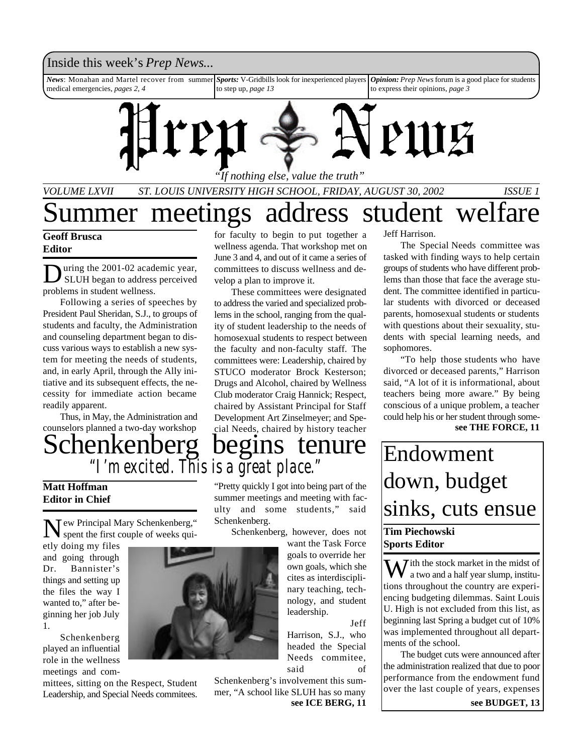Inside this week's *Prep News...*

***News***: Monahan and Martel recover from summer medical emergencies, *pages 2, 4*

***Sports:*** V-Gridbills look for inexperienced players to step up, *page 13*

***Opinion:*** *Prep News* forum is a good place for students to express their opinions, *page 3*

# Prep News

*"If nothing else, value the truth"*

*VOLUME LXVII ST. LOUIS UNIVERSITY HIGH SCHOOL, FRIDAY, AUGUST 30, 2002 ISSUE 1*

# Summer meetings address student welfare

**Geoff Brusca**
**Editor**

During the 2001-02 academic year, SLUH began to address perceived problems in student wellness.

Following a series of speeches by President Paul Sheridan, S.J., to groups of students and faculty, the Administration and counseling department began to discuss various ways to establish a new system for meeting the needs of students, and, in early April, through the Ally initiative and its subsequent effects, the necessity for immediate action became readily apparent.

Thus, in May, the Administration and counselors planned a two-day workshop for faculty to begin to put together a wellness agenda. That workshop met on June 3 and 4, and out of it came a series of committees to discuss wellness and develop a plan to improve it.

These committees were designated to address the varied and specialized problems in the school, ranging from the quality of student leadership to the needs of homosexual students to respect between the faculty and non-faculty staff. The committees were: Leadership, chaired by STUCO moderator Brock Kesterson; Drugs and Alcohol, chaired by Wellness Club moderator Craig Hannick; Respect, chaired by Assistant Principal for Staff Development Art Zinselmeyer; and Special Needs, chaired by history teacher Jeff Harrison.

The Special Needs committee was tasked with finding ways to help certain groups of students who have different problems than those that face the average student. The committee identified in particular students with divorced or deceased parents, homosexual students or students with questions about their sexuality, students with special learning needs, and sophomores.

"To help those students who have divorced or deceased parents," Harrison said, "A lot of it is informational, about teachers being more aware." By being conscious of a unique problem, a teacher could help his or her student through some-

**see THE FORCE, 11**

# Schenkenberg begins tenure

## *"I'm excited. This is a great place."*

**Matt Hoffman**
**Editor in Chief**

New Principal Mary Schenkenberg," spent the first couple of weeks quietly doing my files and going through Dr. Bannister's things and setting up the files the way I wanted to," after beginning her job July 1.

Schenkenberg played an influential role in the wellness meetings and committees, sitting on the Respect, Student Leadership, and Special Needs commitees. "Pretty quickly I got into being part of the summer meetings and meeting with faculty and some students," said Schenkenberg.

Schenkenberg, however, does not want the Task Force goals to override her own goals, which she cites as interdisciplinary teaching, technology, and student leadership.

Jeff Harrison, S.J., who headed the Special Needs commitee, said of Schenkenberg's involvement this summer, "A school like SLUH has so many

**see ICE BERG, 11**

# Endowment down, budget sinks, cuts ensue

**Tim Piechowski**
**Sports Editor**

With the stock market in the midst of a two and a half year slump, institutions throughout the country are experiencing budgeting dilemmas. Saint Louis U. High is not excluded from this list, as beginning last Spring a budget cut of 10% was implemented throughout all departments of the school.

The budget cuts were announced after the administration realized that due to poor performance from the endowment fund over the last couple of years, expenses

**see BUDGET, 13**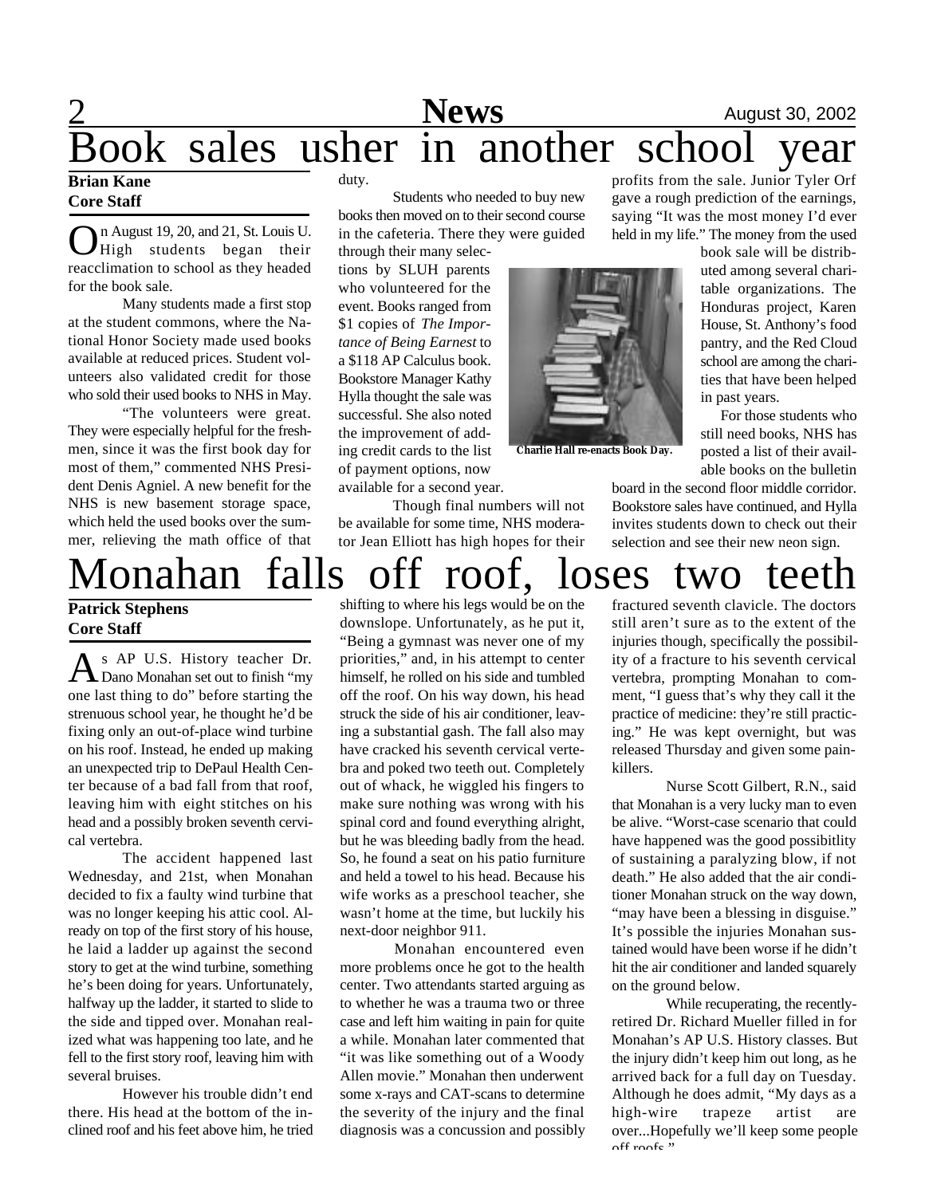# Book sales usher in another school year

**Brian Kane**
**Core Staff**

On August 19, 20, and 21, St. Louis U. High students began their reacclimation to school as they headed for the book sale.

Many students made a first stop at the student commons, where the National Honor Society made used books available at reduced prices. Student volunteers also validated credit for those who sold their used books to NHS in May.

"The volunteers were great. They were especially helpful for the freshmen, since it was the first book day for most of them," commented NHS President Denis Agniel. A new benefit for the NHS is new basement storage space, which held the used books over the summer, relieving the math office of that duty.

Students who needed to buy new books then moved on to their second course in the cafeteria. There they were guided through their many selections by SLUH parents who volunteered for the event. Books ranged from $1 copies of *The Importance of Being Earnest* to a $118 AP Calculus book. Bookstore Manager Kathy Hylla thought the sale was successful. She also noted the improvement of adding credit cards to the list of payment options, now available for a second year.

Though final numbers will not be available for some time, NHS moderator Jean Elliott has high hopes for their profits from the sale. Junior Tyler Orf gave a rough prediction of the earnings, saying "It was the most money I'd ever held in my life." The money from the used book sale will be distributed among several charitable organizations. The Honduras project, Karen House, St. Anthony's food pantry, and the Red Cloud school are among the charities that have been helped in past years.

**Charlie Hall re-enacts Book Day.**

For those students who still need books, NHS has posted a list of their available books on the bulletin board in the second floor middle corridor. Bookstore sales have continued, and Hylla invites students down to check out their selection and see their new neon sign.

# Monahan falls off roof, loses two teeth

**Patrick Stephens**
**Core Staff**

As AP U.S. History teacher Dr. Dano Monahan set out to finish "my one last thing to do" before starting the strenuous school year, he thought he'd be fixing only an out-of-place wind turbine on his roof. Instead, he ended up making an unexpected trip to DePaul Health Center because of a bad fall from that roof, leaving him with eight stitches on his head and a possibly broken seventh cervical vertebra.

The accident happened last Wednesday, and 21st, when Monahan decided to fix a faulty wind turbine that was no longer keeping his attic cool. Already on top of the first story of his house, he laid a ladder up against the second story to get at the wind turbine, something he's been doing for years. Unfortunately, halfway up the ladder, it started to slide to the side and tipped over. Monahan realized what was happening too late, and he fell to the first story roof, leaving him with several bruises.

However his trouble didn't end there. His head at the bottom of the inclined roof and his feet above him, he tried shifting to where his legs would be on the downslope. Unfortunately, as he put it, "Being a gymnast was never one of my priorities," and, in his attempt to center himself, he rolled on his side and tumbled off the roof. On his way down, his head struck the side of his air conditioner, leaving a substantial gash. The fall also may have cracked his seventh cervical vertebra and poked two teeth out. Completely out of whack, he wiggled his fingers to make sure nothing was wrong with his spinal cord and found everything alright, but he was bleeding badly from the head. So, he found a seat on his patio furniture and held a towel to his head. Because his wife works as a preschool teacher, she wasn't home at the time, but luckily his next-door neighbor 911.

Monahan encountered even more problems once he got to the health center. Two attendants started arguing as to whether he was a trauma two or three case and left him waiting in pain for quite a while. Monahan later commented that "it was like something out of a Woody Allen movie." Monahan then underwent some x-rays and CAT-scans to determine the severity of the injury and the final diagnosis was a concussion and possibly fractured seventh clavicle. The doctors still aren't sure as to the extent of the injuries though, specifically the possibility of a fracture to his seventh cervical vertebra, prompting Monahan to comment, "I guess that's why they call it the practice of medicine: they're still practicing." He was kept overnight, but was released Thursday and given some painkillers.

Nurse Scott Gilbert, R.N., said that Monahan is a very lucky man to even be alive. "Worst-case scenario that could have happened was the good possibitlity of sustaining a paralyzing blow, if not death." He also added that the air conditioner Monahan struck on the way down, "may have been a blessing in disguise." It's possible the injuries Monahan sustained would have been worse if he didn't hit the air conditioner and landed squarely on the ground below.

While recuperating, the recently-retired Dr. Richard Mueller filled in for Monahan's AP U.S. History classes. But the injury didn't keep him out long, as he arrived back for a full day on Tuesday. Although he does admit, "My days as a high-wire trapeze artist are over...Hopefully we'll keep some people off roofs."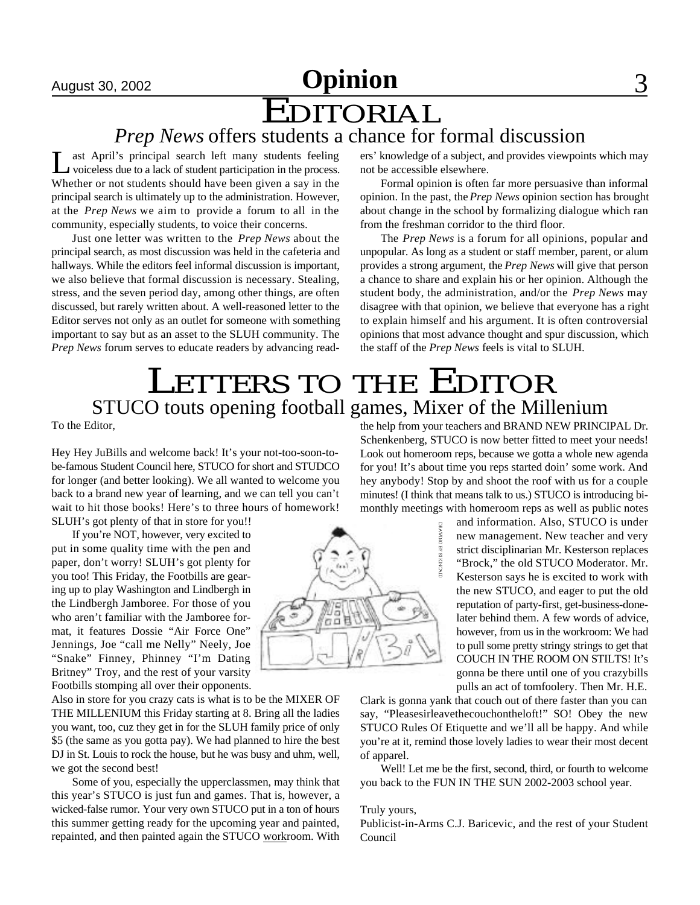# Opinion

# EDITORIAL

## *Prep News* offers students a chance for formal discussion

Last April's principal search left many students feeling voiceless due to a lack of student participation in the process. Whether or not students should have been given a say in the principal search is ultimately up to the administration. However, at the *Prep News* we aim to provide a forum to all in the community, especially students, to voice their concerns.

Just one letter was written to the *Prep News* about the principal search, as most discussion was held in the cafeteria and hallways. While the editors feel informal discussion is important, we also believe that formal discussion is necessary. Stealing, stress, and the seven period day, among other things, are often discussed, but rarely written about. A well-reasoned letter to the Editor serves not only as an outlet for someone with something important to say but as an asset to the SLUH community. The *Prep News* forum serves to educate readers by advancing readers' knowledge of a subject, and provides viewpoints which may not be accessible elsewhere.

Formal opinion is often far more persuasive than informal opinion. In the past, the *Prep News* opinion section has brought about change in the school by formalizing dialogue which ran from the freshman corridor to the third floor.

The *Prep News* is a forum for all opinions, popular and unpopular. As long as a student or staff member, parent, or alum provides a strong argument, the *Prep News* will give that person a chance to share and explain his or her opinion. Although the student body, the administration, and/or the *Prep News* may disagree with that opinion, we believe that everyone has a right to explain himself and his argument. It is often controversial opinions that most advance thought and spur discussion, which the staff of the *Prep News* feels is vital to SLUH.

# LETTERS TO THE EDITOR

## STUCO touts opening football games, Mixer of the Millenium

To the Editor,

Hey Hey JuBills and welcome back! It's your not-too-soon-to-be-famous Student Council here, STUCO for short and STUDCO for longer (and better looking). We all wanted to welcome you back to a brand new year of learning, and we can tell you can't wait to hit those books! Here's to three hours of homework! SLUH's got plenty of that in store for you!!

If you're NOT, however, very excited to put in some quality time with the pen and paper, don't worry! SLUH's got plenty for you too! This Friday, the Footbills are gearing up to play Washington and Lindbergh in the Lindbergh Jamboree. For those of you who aren't familiar with the Jamboree format, it features Dossie "Air Force One" Jennings, Joe "call me Nelly" Neely, Joe "Snake" Finney, Phinney "I'm Dating Britney" Troy, and the rest of your varsity Footbills stomping all over their opponents. Also in store for you crazy cats is what is to be the MIXER OF THE MILLENIUM this Friday starting at 8. Bring all the ladies you want, too, cuz they get in for the SLUH family price of only $5 (the same as you gotta pay). We had planned to hire the best DJ in St. Louis to rock the house, but he was busy and uhm, well, we got the second best!

Some of you, especially the upperclassmen, may think that this year's STUCO is just fun and games. That is, however, a wicked-false rumor. Your very own STUCO put in a ton of hours this summer getting ready for the upcoming year and painted, repainted, and then painted again the STUCO workroom. With the help from your teachers and BRAND NEW PRINCIPAL Dr. Schenkenberg, STUCO is now better fitted to meet your needs! Look out homeroom reps, because we gotta a whole new agenda for you! It's about time you reps started doin' some work. And hey anybody! Stop by and shoot the roof with us for a couple minutes! (I think that means talk to us.) STUCO is introducing bi-monthly meetings with homeroom reps as well as public notes and information. Also, STUCO is under new management. New teacher and very strict disciplinarian Mr. Kesterson replaces "Brock," the old STUCO Moderator. Mr. Kesterson says he is excited to work with the new STUCO, and eager to put the old reputation of party-first, get-business-done-later behind them. A few words of advice, however, from us in the workroom: We had to pull some pretty stringy strings to get that COUCH IN THE ROOM ON STILTS! It's gonna be there until one of you crazybills pulls an act of tomfoolery. Then Mr. H.E. Clark is gonna yank that couch out of there faster than you can say, "Pleasesirleavethecouchontheloft!" SO! Obey the new STUCO Rules Of Etiquette and we'll all be happy. And while you're at it, remind those lovely ladies to wear their most decent of apparel.

Well! Let me be the first, second, third, or fourth to welcome you back to the FUN IN THE SUN 2002-2003 school year.

Truly yours,

Publicist-in-Arms C.J. Baricevic, and the rest of your Student Council

DRAWING BY SI KOHAD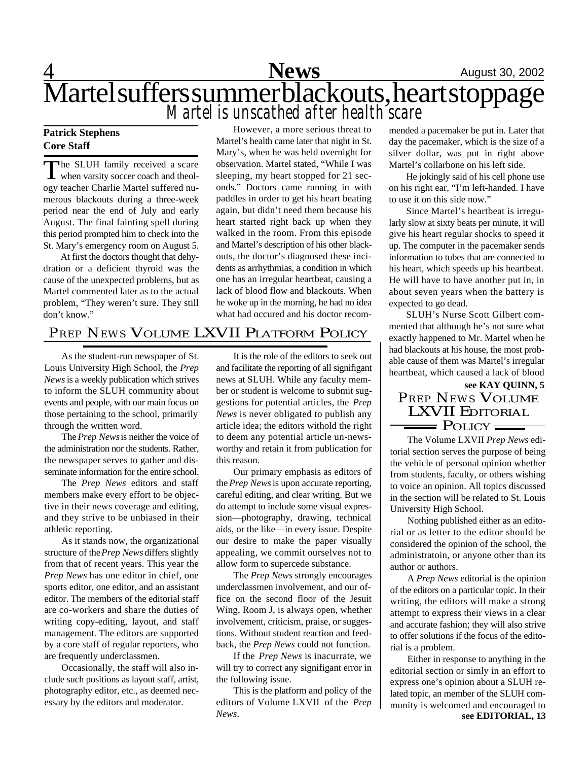# Martel suffers summer blackouts, heart stoppage

## *Martel is unscathed after health scare*

**Patrick Stephens**
**Core Staff**

The SLUH family received a scare when varsity soccer coach and theology teacher Charlie Martel suffered numerous blackouts during a three-week period near the end of July and early August. The final fainting spell during this period prompted him to check into the St. Mary's emergency room on August 5.

At first the doctors thought that dehydration or a deficient thyroid was the cause of the unexpected problems, but as Martel commented later as to the actual problem, "They weren't sure. They still don't know."

However, a more serious threat to Martel's health came later that night in St. Mary's, when he was held overnight for observation. Martel stated, "While I was sleeping, my heart stopped for 21 seconds." Doctors came running in with paddles in order to get his heart beating again, but didn't need them because his heart started right back up when they walked in the room. From this episode and Martel's description of his other blackouts, the doctor's diagnosed these incidents as arrhythmias, a condition in which one has an irregular heartbeat, causing a lack of blood flow and blackouts. When he woke up in the morning, he had no idea what had occured and his doctor recommended a pacemaker be put in. Later that day the pacemaker, which is the size of a silver dollar, was put in right above Martel's collarbone on his left side.

He jokingly said of his cell phone use on his right ear, "I'm left-handed. I have to use it on this side now."

Since Martel's heartbeat is irregularly slow at sixty beats per minute, it will give his heart regular shocks to speed it up. The computer in the pacemaker sends information to tubes that are connected to his heart, which speeds up his heartbeat. He will have to have another put in, in about seven years when the battery is expected to go dead.

SLUH's Nurse Scott Gilbert commented that although he's not sure what exactly happened to Mr. Martel when he had blackouts at his house, the most probable cause of them was Martel's irregular heartbeat, which caused a lack of blood

**see KAY QUINN, 5**

## PREP NEWS VOLUME LXVII PLATFORM POLICY

As the student-run newspaper of St. Louis University High School, the *Prep News* is a weekly publication which strives to inform the SLUH community about events and people, with our main focus on those pertaining to the school, primarily through the written word.

The *Prep News* is neither the voice of the administration nor the students. Rather, the newspaper serves to gather and disseminate information for the entire school.

The *Prep News* editors and staff members make every effort to be objective in their news coverage and editing, and they strive to be unbiased in their athletic reporting.

As it stands now, the organizational structure of the *Prep News* differs slightly from that of recent years. This year the *Prep News* has one editor in chief, one sports editor, one editor, and an assistant editor. The members of the editorial staff are co-workers and share the duties of writing copy-editing, layout, and staff management. The editors are supported by a core staff of regular reporters, who are frequently underclassmen.

Occasionally, the staff will also include such positions as layout staff, artist, photography editor, etc., as deemed necessary by the editors and moderator.

It is the role of the editors to seek out and facilitate the reporting of all signifigant news at SLUH. While any faculty member or student is welcome to submit suggestions for potential articles, the *Prep News* is never obligated to publish any article idea; the editors withold the right to deem any potential article un-newsworthy and retain it from publication for this reason.

Our primary emphasis as editors of the *Prep News* is upon accurate reporting, careful editing, and clear writing. But we do attempt to include some visual expression—photography, drawing, technical aids, or the like—in every issue. Despite our desire to make the paper visually appealing, we commit ourselves not to allow form to supercede substance.

The *Prep News* strongly encourages underclassmen involvement, and our office on the second floor of the Jesuit Wing, Room J, is always open, whether involvement, criticism, praise, or suggestions. Without student reaction and feedback, the *Prep News* could not function.

If the *Prep News* is inacurrate, we will try to correct any signifigant error in the following issue.

This is the platform and policy of the editors of Volume LXVII of the *Prep News*.

## PREP NEWS VOLUME LXVII EDITORIAL POLICY

The Volume LXVII *Prep News* editorial section serves the purpose of being the vehicle of personal opinion whether from students, faculty, or others wishing to voice an opinion. All topics discussed in the section will be related to St. Louis University High School.

Nothing published either as an editorial or as letter to the editor should be considered the opinion of the school, the administratoin, or anyone other than its author or authors.

A *Prep News* editorial is the opinion of the editors on a particular topic. In their writing, the editors will make a strong attempt to express their views in a clear and accurate fashion; they will also strive to offer solutions if the focus of the editorial is a problem.

Either in response to anything in the editorial section or simly in an effort to express one's opinion about a SLUH related topic, an member of the SLUH community is welcomed and encouraged to

**see EDITORIAL, 13**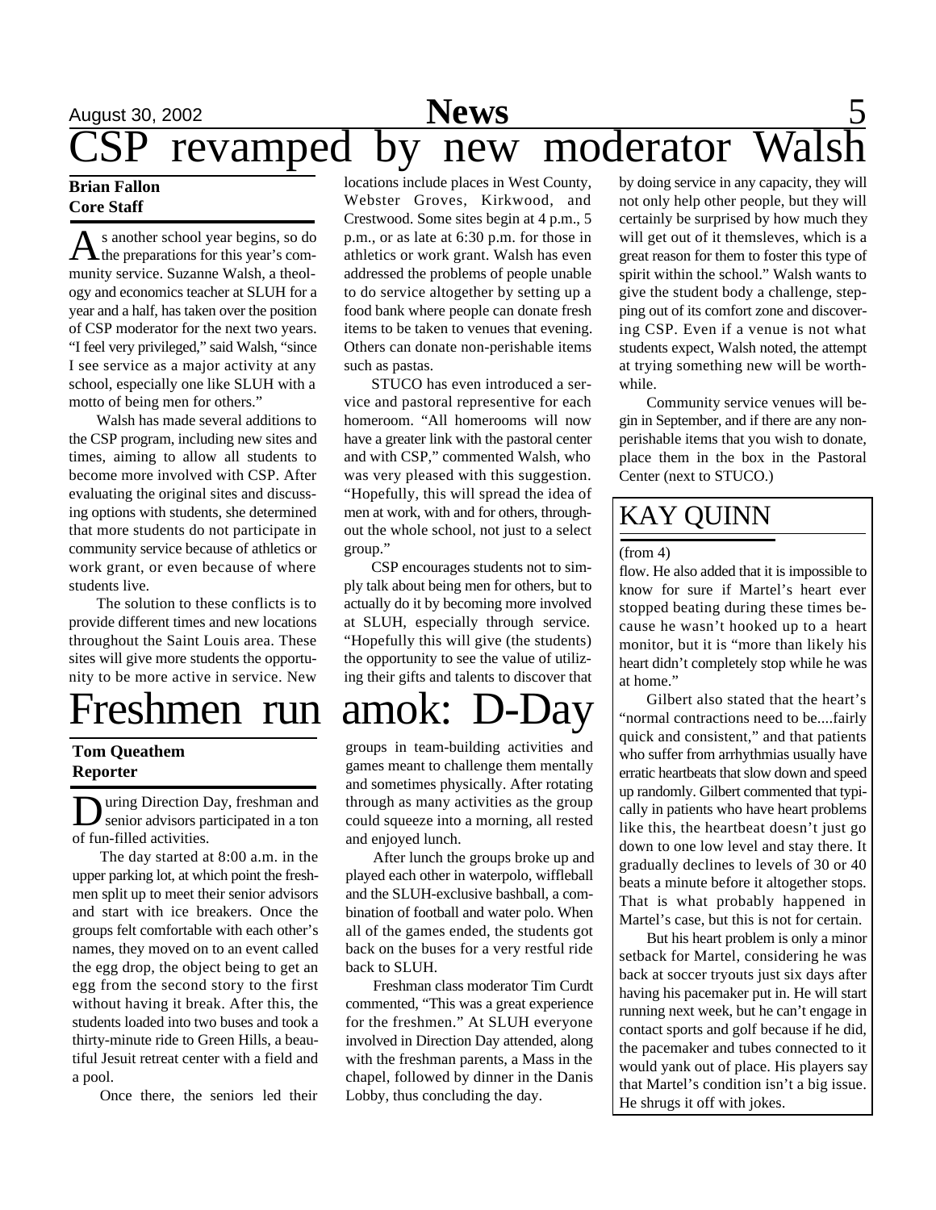# CSP revamped by new moderator Walsh

**Brian Fallon**
**Core Staff**

As another school year begins, so do the preparations for this year's community service. Suzanne Walsh, a theology and economics teacher at SLUH for a year and a half, has taken over the position of CSP moderator for the next two years. "I feel very privileged," said Walsh, "since I see service as a major activity at any school, especially one like SLUH with a motto of being men for others."

Walsh has made several additions to the CSP program, including new sites and times, aiming to allow all students to become more involved with CSP. After evaluating the original sites and discussing options with students, she determined that more students do not participate in community service because of athletics or work grant, or even because of where students live.

The solution to these conflicts is to provide different times and new locations throughout the Saint Louis area. These sites will give more students the opportunity to be more active in service. New locations include places in West County, Webster Groves, Kirkwood, and Crestwood. Some sites begin at 4 p.m., 5 p.m., or as late at 6:30 p.m. for those in athletics or work grant. Walsh has even addressed the problems of people unable to do service altogether by setting up a food bank where people can donate fresh items to be taken to venues that evening. Others can donate non-perishable items such as pastas.

STUCO has even introduced a service and pastoral representive for each homeroom. "All homerooms will now have a greater link with the pastoral center and with CSP," commented Walsh, who was very pleased with this suggestion. "Hopefully, this will spread the idea of men at work, with and for others, throughout the whole school, not just to a select group."

CSP encourages students not to simply talk about being men for others, but to actually do it by becoming more involved at SLUH, especially through service. "Hopefully this will give (the students) the opportunity to see the value of utilizing their gifts and talents to discover that by doing service in any capacity, they will not only help other people, but they will certainly be surprised by how much they will get out of it themsleves, which is a great reason for them to foster this type of spirit within the school." Walsh wants to give the student body a challenge, stepping out of its comfort zone and discovering CSP. Even if a venue is not what students expect, Walsh noted, the attempt at trying something new will be worthwhile.

Community service venues will begin in September, and if there are any non-perishable items that you wish to donate, place them in the box in the Pastoral Center (next to STUCO.)

# Freshmen run amok: D-Day

**Tom Queathem**
**Reporter**

During Direction Day, freshman and senior advisors participated in a ton of fun-filled activities.

The day started at 8:00 a.m. in the upper parking lot, at which point the freshmen split up to meet their senior advisors and start with ice breakers. Once the groups felt comfortable with each other's names, they moved on to an event called the egg drop, the object being to get an egg from the second story to the first without having it break. After this, the students loaded into two buses and took a thirty-minute ride to Green Hills, a beautiful Jesuit retreat center with a field and a pool.

Once there, the seniors led their groups in team-building activities and games meant to challenge them mentally and sometimes physically. After rotating through as many activities as the group could squeeze into a morning, all rested and enjoyed lunch.

After lunch the groups broke up and played each other in waterpolo, wiffleball and the SLUH-exclusive bashball, a combination of football and water polo. When all of the games ended, the students got back on the buses for a very restful ride back to SLUH.

Freshman class moderator Tim Curdt commented, "This was a great experience for the freshmen." At SLUH everyone involved in Direction Day attended, along with the freshman parents, a Mass in the chapel, followed by dinner in the Danis Lobby, thus concluding the day.

## KAY QUINN

(from 4)

flow. He also added that it is impossible to know for sure if Martel's heart ever stopped beating during these times because he wasn't hooked up to a heart monitor, but it is "more than likely his heart didn't completely stop while he was at home."

Gilbert also stated that the heart's "normal contractions need to be....fairly quick and consistent," and that patients who suffer from arrhythmias usually have erratic heartbeats that slow down and speed up randomly. Gilbert commented that typically in patients who have heart problems like this, the heartbeat doesn't just go down to one low level and stay there. It gradually declines to levels of 30 or 40 beats a minute before it altogether stops. That is what probably happened in Martel's case, but this is not for certain.

But his heart problem is only a minor setback for Martel, considering he was back at soccer tryouts just six days after having his pacemaker put in. He will start running next week, but he can't engage in contact sports and golf because if he did, the pacemaker and tubes connected to it would yank out of place. His players say that Martel's condition isn't a big issue. He shrugs it off with jokes.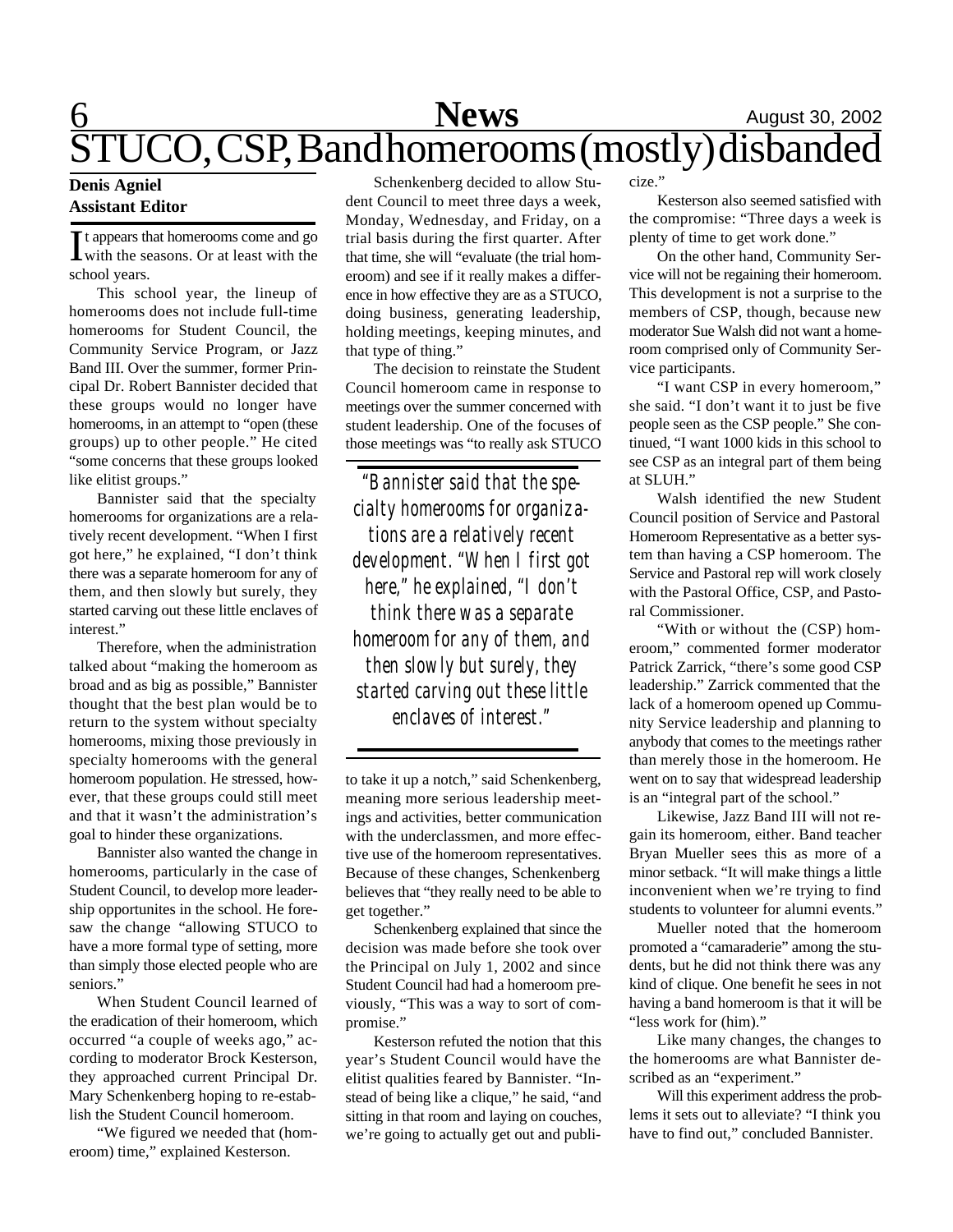# STUCO, CSP, Band homerooms (mostly) disbanded

**Denis Agniel**
**Assistant Editor**

It appears that homerooms come and go with the seasons. Or at least with the school years.

This school year, the lineup of homerooms does not include full-time homerooms for Student Council, the Community Service Program, or Jazz Band III. Over the summer, former Principal Dr. Robert Bannister decided that these groups would no longer have homerooms, in an attempt to "open (these groups) up to other people." He cited "some concerns that these groups looked like elitist groups."

Bannister said that the specialty homerooms for organizations are a relatively recent development. "When I first got here," he explained, "I don't think there was a separate homeroom for any of them, and then slowly but surely, they started carving out these little enclaves of interest."

Therefore, when the administration talked about "making the homeroom as broad and as big as possible," Bannister thought that the best plan would be to return to the system without specialty homerooms, mixing those previously in specialty homerooms with the general homeroom population. He stressed, however, that these groups could still meet and that it wasn't the administration's goal to hinder these organizations.

Bannister also wanted the change in homerooms, particularly in the case of Student Council, to develop more leadership opportunites in the school. He foresaw the change "allowing STUCO to have a more formal type of setting, more than simply those elected people who are seniors."

When Student Council learned of the eradication of their homeroom, which occurred "a couple of weeks ago," according to moderator Brock Kesterson, they approached current Principal Dr. Mary Schenkenberg hoping to re-establish the Student Council homeroom.

"We figured we needed that (homeroom) time," explained Kesterson.

Schenkenberg decided to allow Student Council to meet three days a week, Monday, Wednesday, and Friday, on a trial basis during the first quarter. After that time, she will "evaluate (the trial homeroom) and see if it really makes a difference in how effective they are as a STUCO, doing business, generating leadership, holding meetings, keeping minutes, and that type of thing."

The decision to reinstate the Student Council homeroom came in response to meetings over the summer concerned with student leadership. One of the focuses of those meetings was "to really ask STUCO to take it up a notch," said Schenkenberg, meaning more serious leadership meetings and activities, better communication with the underclassmen, and more effective use of the homeroom representatives. Because of these changes, Schenkenberg believes that "they really need to be able to get together."

> *"Bannister said that the specialty homerooms for organizations are a relatively recent development. "When I first got here," he explained, "I don't think there was a separate homeroom for any of them, and then slowly but surely, they started carving out these little enclaves of interest."*

Schenkenberg explained that since the decision was made before she took over the Principal on July 1, 2002 and since Student Council had had a homeroom previously, "This was a way to sort of compromise."

Kesterson refuted the notion that this year's Student Council would have the elitist qualities feared by Bannister. "Instead of being like a clique," he said, "and sitting in that room and laying on couches, we're going to actually get out and publicize."

Kesterson also seemed satisfied with the compromise: "Three days a week is plenty of time to get work done."

On the other hand, Community Service will not be regaining their homeroom. This development is not a surprise to the members of CSP, though, because new moderator Sue Walsh did not want a homeroom comprised only of Community Service participants.

"I want CSP in every homeroom," she said. "I don't want it to just be five people seen as the CSP people." She continued, "I want 1000 kids in this school to see CSP as an integral part of them being at SLUH."

Walsh identified the new Student Council position of Service and Pastoral Homeroom Representative as a better system than having a CSP homeroom. The Service and Pastoral rep will work closely with the Pastoral Office, CSP, and Pastoral Commissioner.

"With or without the (CSP) homeroom," commented former moderator Patrick Zarrick, "there's some good CSP leadership." Zarrick commented that the lack of a homeroom opened up Community Service leadership and planning to anybody that comes to the meetings rather than merely those in the homeroom. He went on to say that widespread leadership is an "integral part of the school."

Likewise, Jazz Band III will not regain its homeroom, either. Band teacher Bryan Mueller sees this as more of a minor setback. "It will make things a little inconvenient when we're trying to find students to volunteer for alumni events."

Mueller noted that the homeroom promoted a "camaraderie" among the students, but he did not think there was any kind of clique. One benefit he sees in not having a band homeroom is that it will be "less work for (him)."

Like many changes, the changes to the homerooms are what Bannister described as an "experiment."

Will this experiment address the problems it sets out to alleviate? "I think you have to find out," concluded Bannister.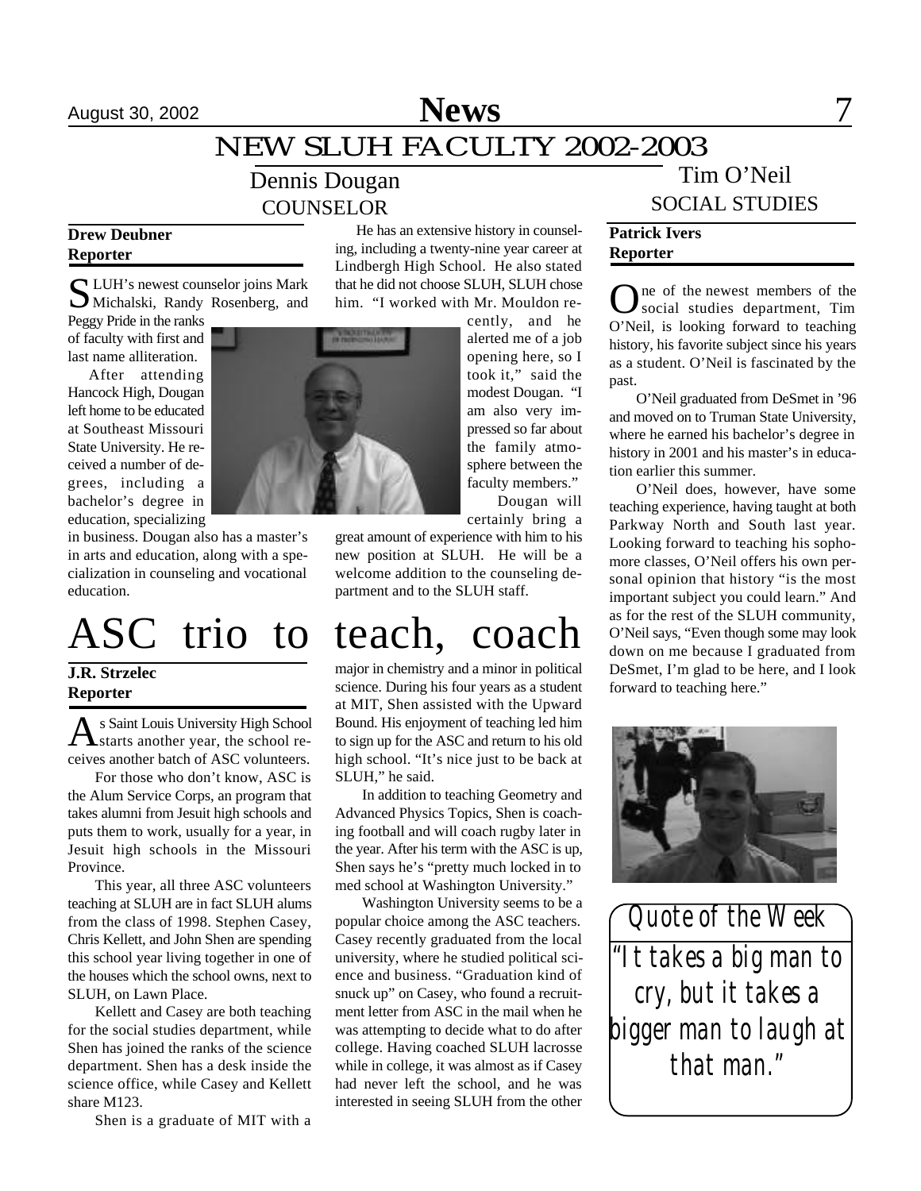# NEW SLUH FACULTY 2002-2003

## Dennis Dougan
### COUNSELOR

**Drew Deubner**
**Reporter**

SLUH's newest counselor joins Mark Michalski, Randy Rosenberg, and Peggy Pride in the ranks of faculty with first and last name alliteration.

After attending Hancock High, Dougan left home to be educated at Southeast Missouri State University. He received a number of degrees, including a bachelor's degree in education, specializing in business. Dougan also has a master's in arts and education, along with a specialization in counseling and vocational education.

He has an extensive history in counseling, including a twenty-nine year career at Lindbergh High School. He also stated that he did not choose SLUH, SLUH chose him. "I worked with Mr. Mouldon recently, and he alerted me of a job opening here, so I took it," said the modest Dougan. "I am also very impressed so far about the family atmosphere between the faculty members."

Dougan will certainly bring a great amount of experience with him to his new position at SLUH. He will be a welcome addition to the counseling department and to the SLUH staff.

## Tim O'Neil
### SOCIAL STUDIES

**Patrick Ivers**
**Reporter**

One of the newest members of the social studies department, Tim O'Neil, is looking forward to teaching history, his favorite subject since his years as a student. O'Neil is fascinated by the past.

O'Neil graduated from DeSmet in '96 and moved on to Truman State University, where he earned his bachelor's degree in history in 2001 and his master's in education earlier this summer.

O'Neil does, however, have some teaching experience, having taught at both Parkway North and South last year. Looking forward to teaching his sophomore classes, O'Neil offers his own personal opinion that history "is the most important subject you could learn." And as for the rest of the SLUH community, O'Neil says, "Even though some may look down on me because I graduated from DeSmet, I'm glad to be here, and I look forward to teaching here."

# ASC trio to teach, coach

**J.R. Strzelec**
**Reporter**

As Saint Louis University High School starts another year, the school receives another batch of ASC volunteers.

For those who don't know, ASC is the Alum Service Corps, an program that takes alumni from Jesuit high schools and puts them to work, usually for a year, in Jesuit high schools in the Missouri Province.

This year, all three ASC volunteers teaching at SLUH are in fact SLUH alums from the class of 1998. Stephen Casey, Chris Kellett, and John Shen are spending this school year living together in one of the houses which the school owns, next to SLUH, on Lawn Place.

Kellett and Casey are both teaching for the social studies department, while Shen has joined the ranks of the science department. Shen has a desk inside the science office, while Casey and Kellett share M123.

Shen is a graduate of MIT with a major in chemistry and a minor in political science. During his four years as a student at MIT, Shen assisted with the Upward Bound. His enjoyment of teaching led him to sign up for the ASC and return to his old high school. "It's nice just to be back at SLUH," he said.

In addition to teaching Geometry and Advanced Physics Topics, Shen is coaching football and will coach rugby later in the year. After his term with the ASC is up, Shen says he's "pretty much locked in to med school at Washington University."

Washington University seems to be a popular choice among the ASC teachers. Casey recently graduated from the local university, where he studied political science and business. "Graduation kind of snuck up" on Casey, who found a recruitment letter from ASC in the mail when he was attempting to decide what to do after college. Having coached SLUH lacrosse while in college, it was almost as if Casey had never left the school, and he was interested in seeing SLUH from the other

## Quote of the Week

"It takes a big man to cry, but it takes a bigger man to laugh at that man."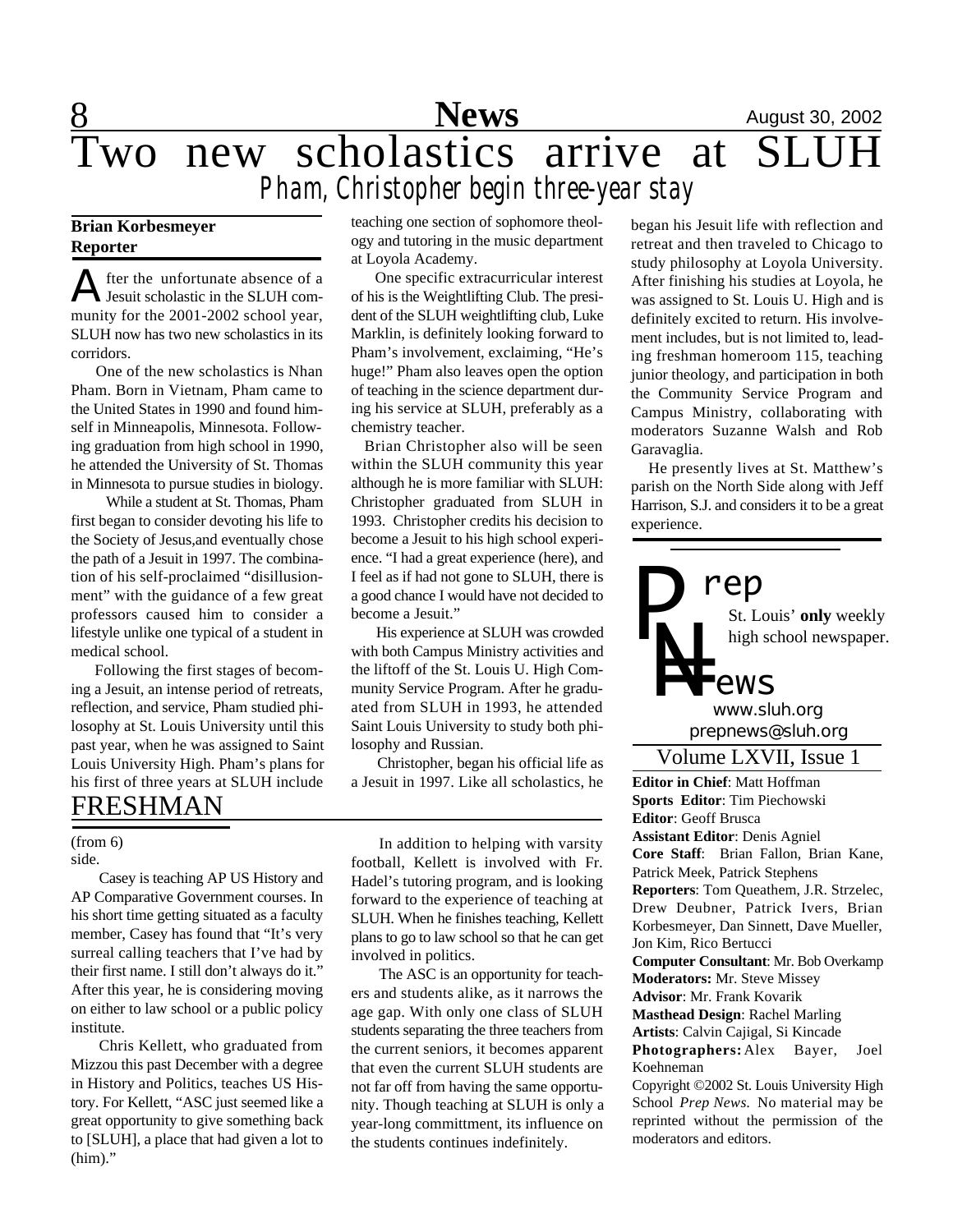# Two new scholastics arrive at SLUH

## *Pham, Christopher begin three-year stay*

**Brian Korbesmeyer**
**Reporter**

After the unfortunate absence of a Jesuit scholastic in the SLUH community for the 2001-2002 school year, SLUH now has two new scholastics in its corridors.

One of the new scholastics is Nhan Pham. Born in Vietnam, Pham came to the United States in 1990 and found himself in Minneapolis, Minnesota. Following graduation from high school in 1990, he attended the University of St. Thomas in Minnesota to pursue studies in biology.

While a student at St. Thomas, Pham first began to consider devoting his life to the Society of Jesus,and eventually chose the path of a Jesuit in 1997. The combination of his self-proclaimed "disillusionment" with the guidance of a few great professors caused him to consider a lifestyle unlike one typical of a student in medical school.

Following the first stages of becoming a Jesuit, an intense period of retreats, reflection, and service, Pham studied philosophy at St. Louis University until this past year, when he was assigned to Saint Louis University High. Pham's plans for his first of three years at SLUH include teaching one section of sophomore theology and tutoring in the music department at Loyola Academy.

One specific extracurricular interest of his is the Weightlifting Club. The president of the SLUH weightlifting club, Luke Marklin, is definitely looking forward to Pham's involvement, exclaiming, "He's huge!" Pham also leaves open the option of teaching in the science department during his service at SLUH, preferably as a chemistry teacher.

Brian Christopher also will be seen within the SLUH community this year although he is more familiar with SLUH: Christopher graduated from SLUH in 1993. Christopher credits his decision to become a Jesuit to his high school experience. "I had a great experience (here), and I feel as if had not gone to SLUH, there is a good chance I would have not decided to become a Jesuit."

His experience at SLUH was crowded with both Campus Ministry activities and the liftoff of the St. Louis U. High Community Service Program. After he graduated from SLUH in 1993, he attended Saint Louis University to study both philosophy and Russian.

Christopher, began his official life as a Jesuit in 1997. Like all scholastics, he began his Jesuit life with reflection and retreat and then traveled to Chicago to study philosophy at Loyola University. After finishing his studies at Loyola, he was assigned to St. Louis U. High and is definitely excited to return. His involvement includes, but is not limited to, leading freshman homeroom 115, teaching junior theology, and participation in both the Community Service Program and Campus Ministry, collaborating with moderators Suzanne Walsh and Rob Garavaglia.

He presently lives at St. Matthew's parish on the North Side along with Jeff Harrison, S.J. and considers it to be a great experience.

# FRESHMAN

(from 6)

side.

Casey is teaching AP US History and AP Comparative Government courses. In his short time getting situated as a faculty member, Casey has found that "It's very surreal calling teachers that I've had by their first name. I still don't always do it." After this year, he is considering moving on either to law school or a public policy institute.

Chris Kellett, who graduated from Mizzou this past December with a degree in History and Politics, teaches US History. For Kellett, "ASC just seemed like a great opportunity to give something back to [SLUH], a place that had given a lot to (him)."

In addition to helping with varsity football, Kellett is involved with Fr. Hadel's tutoring program, and is looking forward to the experience of teaching at SLUH. When he finishes teaching, Kellett plans to go to law school so that he can get involved in politics.

The ASC is an opportunity for teachers and students alike, as it narrows the age gap. With only one class of SLUH students separating the three teachers from the current seniors, it becomes apparent that even the current SLUH students are not far off from having the same opportunity. Though teaching at SLUH is only a year-long committment, its influence on the students continues indefinitely.

---

**Prep News**

St. Louis' **only** weekly high school newspaper.

www.sluh.org
prepnews@sluh.org

Volume LXVII, Issue 1

**Editor in Chief**: Matt Hoffman
**Sports Editor**: Tim Piechowski
**Editor**: Geoff Brusca
**Assistant Editor**: Denis Agniel
**Core Staff**: Brian Fallon, Brian Kane, Patrick Meek, Patrick Stephens
**Reporters**: Tom Queathem, J.R. Strzelec, Drew Deubner, Patrick Ivers, Brian Korbesmeyer, Dan Sinnett, Dave Mueller, Jon Kim, Rico Bertucci
**Computer Consultant**: Mr. Bob Overkamp
**Moderators:** Mr. Steve Missey
**Advisor**: Mr. Frank Kovarik
**Masthead Design**: Rachel Marling
**Artists**: Calvin Cajigal, Si Kincade
**Photographers:** Alex Bayer, Joel Koehneman

Copyright ©2002 St. Louis University High School *Prep News.* No material may be reprinted without the permission of the moderators and editors.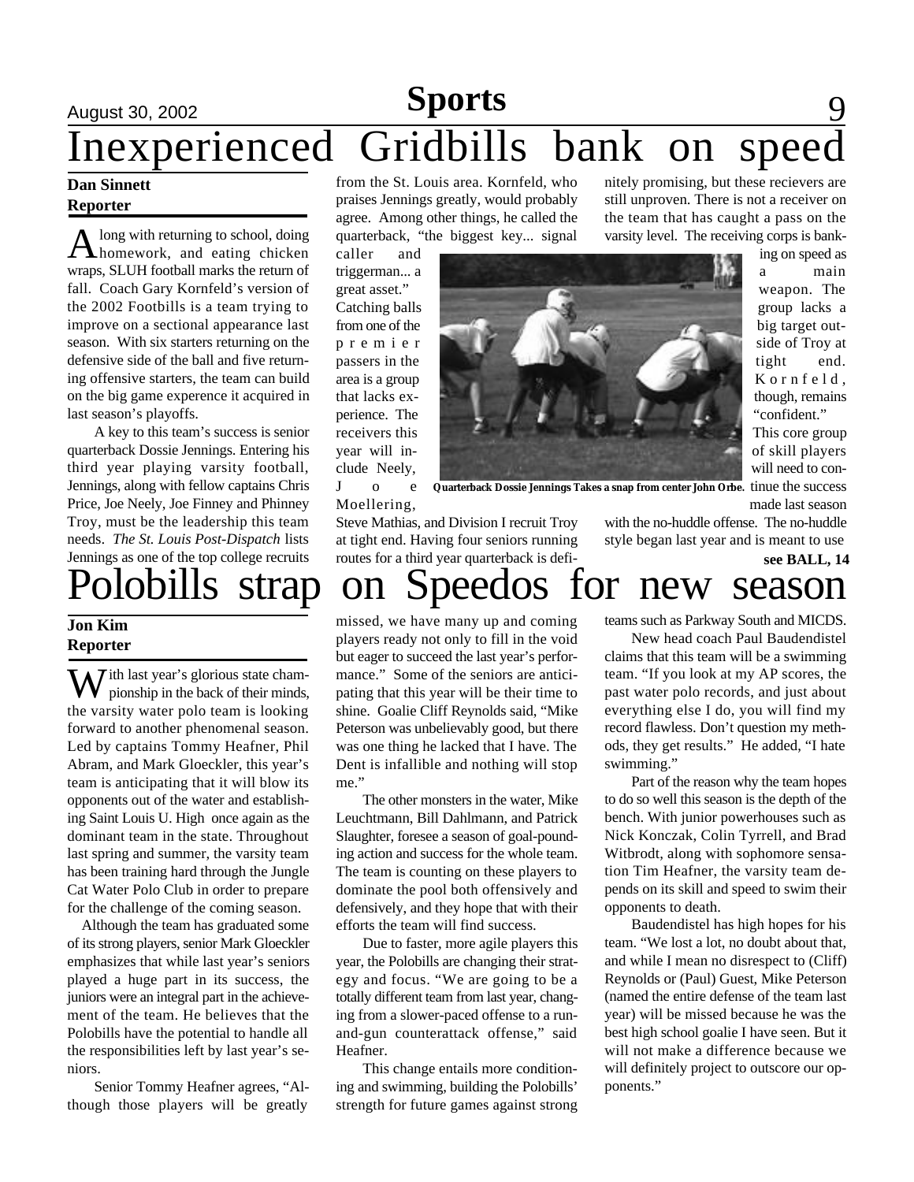# Inexperienced Gridbills bank on speed

**Dan Sinnett**
**Reporter**

Along with returning to school, doing homework, and eating chicken wraps, SLUH football marks the return of fall. Coach Gary Kornfeld's version of the 2002 Footbills is a team trying to improve on a sectional appearance last season. With six starters returning on the defensive side of the ball and five returning offensive starters, the team can build on the big game experence it acquired in last season's playoffs.

A key to this team's success is senior quarterback Dossie Jennings. Entering his third year playing varsity football, Jennings, along with fellow captains Chris Price, Joe Neely, Joe Finney and Phinney Troy, must be the leadership this team needs. *The St. Louis Post-Dispatch* lists Jennings as one of the top college recruits from the St. Louis area. Kornfeld, who praises Jennings greatly, would probably agree. Among other things, he called the quarterback, "the biggest key... signal caller and triggerman... a great asset."

Catching balls from one of the premier passers in the area is a group that lacks experience. The receivers this year will include Neely, Joe Moellering, Steve Mathias, and Division I recruit Troy at tight end. Having four seniors running routes for a third year quarterback is definitely promising, but these recievers are still unproven. There is not a receiver on the team that has caught a pass on the varsity level. The receiving corps is banking on speed as a main weapon. The group lacks a big target outside of Troy at tight end. Kornfeld, though, remains "confident."

Quarterback Dossie Jennings Takes a snap from center John Orbe.

This core group of skill players will need to continue the success made last season with the no-huddle offense. The no-huddle style began last year and is meant to use

**see BALL, 14**

# Polobills strap on Speedos for new season

**Jon Kim**
**Reporter**

With last year's glorious state championship in the back of their minds, the varsity water polo team is looking forward to another phenomenal season. Led by captains Tommy Heafner, Phil Abram, and Mark Gloeckler, this year's team is anticipating that it will blow its opponents out of the water and establishing Saint Louis U. High once again as the dominant team in the state. Throughout last spring and summer, the varsity team has been training hard through the Jungle Cat Water Polo Club in order to prepare for the challenge of the coming season.

Although the team has graduated some of its strong players, senior Mark Gloeckler emphasizes that while last year's seniors played a huge part in its success, the juniors were an integral part in the achievement of the team. He believes that the Polobills have the potential to handle all the responsibilities left by last year's seniors.

Senior Tommy Heafner agrees, "Although those players will be greatly missed, we have many up and coming players ready not only to fill in the void but eager to succeed the last year's performance." Some of the seniors are anticipating that this year will be their time to shine. Goalie Cliff Reynolds said, "Mike Peterson was unbelievably good, but there was one thing he lacked that I have. The Dent is infallible and nothing will stop me."

The other monsters in the water, Mike Leuchtmann, Bill Dahlmann, and Patrick Slaughter, foresee a season of goal-pounding action and success for the whole team. The team is counting on these players to dominate the pool both offensively and defensively, and they hope that with their efforts the team will find success.

Due to faster, more agile players this year, the Polobills are changing their strategy and focus. "We are going to be a totally different team from last year, changing from a slower-paced offense to a run-and-gun counterattack offense," said Heafner.

This change entails more conditioning and swimming, building the Polobills' strength for future games against strong teams such as Parkway South and MICDS.

New head coach Paul Baudendistel claims that this team will be a swimming team. "If you look at my AP scores, the past water polo records, and just about everything else I do, you will find my record flawless. Don't question my methods, they get results." He added, "I hate swimming."

Part of the reason why the team hopes to do so well this season is the depth of the bench. With junior powerhouses such as Nick Konczak, Colin Tyrrell, and Brad Witbrodt, along with sophomore sensation Tim Heafner, the varsity team depends on its skill and speed to swim their opponents to death.

Baudendistel has high hopes for his team. "We lost a lot, no doubt about that, and while I mean no disrespect to (Cliff) Reynolds or (Paul) Guest, Mike Peterson (named the entire defense of the team last year) will be missed because he was the best high school goalie I have seen. But it will not make a difference because we will definitely project to outscore our opponents."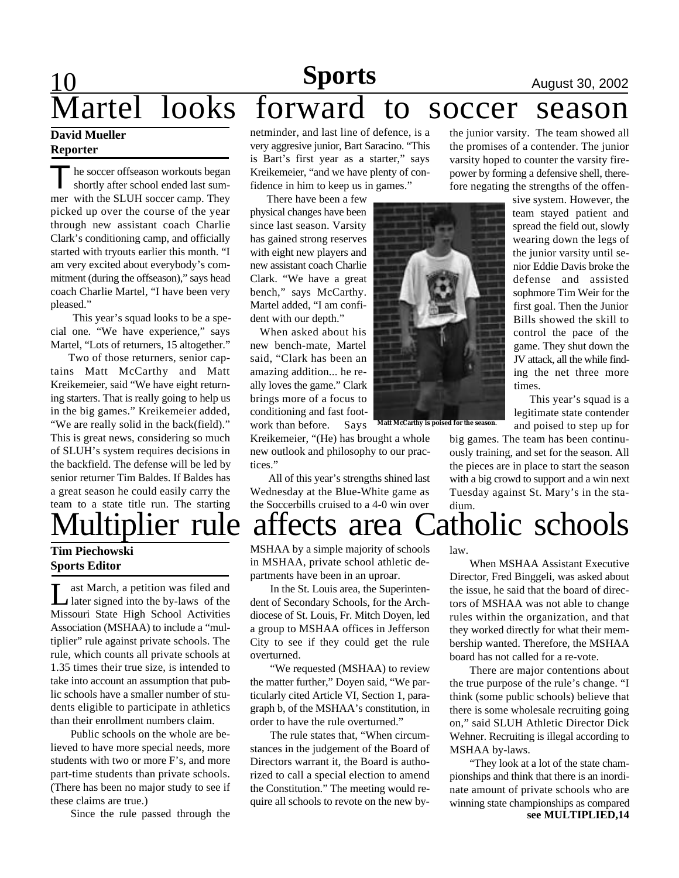# Martel looks forward to soccer season

**David Mueller**
**Reporter**

The soccer offseason workouts began shortly after school ended last summer with the SLUH soccer camp. They picked up over the course of the year through new assistant coach Charlie Clark's conditioning camp, and officially started with tryouts earlier this month. "I am very excited about everybody's commitment (during the offseason)," says head coach Charlie Martel, "I have been very pleased."

This year's squad looks to be a special one. "We have experience," says Martel, "Lots of returners, 15 altogether."

Two of those returners, senior captains Matt McCarthy and Matt Kreikemeier, said "We have eight returning starters. That is really going to help us in the big games." Kreikemeier added, "We are really solid in the back(field)." This is great news, considering so much of SLUH's system requires decisions in the backfield. The defense will be led by senior returner Tim Baldes. If Baldes has a great season he could easily carry the team to a state title run. The starting netminder, and last line of defence, is a very aggresive junior, Bart Saracino. "This is Bart's first year as a starter," says Kreikemeier, "and we have plenty of confidence in him to keep us in games."

There have been a few physical changes have been since last season. Varsity has gained strong reserves with eight new players and new assistant coach Charlie Clark. "We have a great bench," says McCarthy. Martel added, "I am confident with our depth."

When asked about his new bench-mate, Martel said, "Clark has been an amazing addition... he really loves the game." Clark brings more of a focus to conditioning and fast footwork than before. Says Kreikemeier, "(He) has brought a whole new outlook and philosophy to our practices."

Matt McCarthy is poised for the season.

All of this year's strengths shined last Wednesday at the Blue-White game as the Soccerbills cruised to a 4-0 win over the junior varsity. The team showed all the promises of a contender. The junior varsity hoped to counter the varsity firepower by forming a defensive shell, therefore negating the strengths of the offensive system. However, the team stayed patient and spread the field out, slowly wearing down the legs of the junior varsity until senior Eddie Davis broke the defense and assisted sophmore Tim Weir for the first goal. Then the Junior Bills showed the skill to control the pace of the game. They shut down the JV attack, all the while finding the net three more times.

This year's squad is a legitimate state contender and poised to step up for big games. The team has been continuously training, and set for the season. All the pieces are in place to start the season with a big crowd to support and a win next Tuesday against St. Mary's in the stadium.

# Multiplier rule affects area Catholic schools

**Tim Piechowski**
**Sports Editor**

Last March, a petition was filed and later signed into the by-laws of the Missouri State High School Activities Association (MSHAA) to include a "multiplier" rule against private schools. The rule, which counts all private schools at 1.35 times their true size, is intended to take into account an assumption that public schools have a smaller number of students eligible to participate in athletics than their enrollment numbers claim.

Public schools on the whole are believed to have more special needs, more students with two or more F's, and more part-time students than private schools. (There has been no major study to see if these claims are true.)

Since the rule passed through the MSHAA by a simple majority of schools in MSHAA, private school athletic departments have been in an uproar.

In the St. Louis area, the Superintendent of Secondary Schools, for the Archdiocese of St. Louis, Fr. Mitch Doyen, led a group to MSHAA offices in Jefferson City to see if they could get the rule overturned.

"We requested (MSHAA) to review the matter further," Doyen said, "We particularly cited Article VI, Section 1, paragraph b, of the MSHAA's constitution, in order to have the rule overturned."

The rule states that, "When circumstances in the judgement of the Board of Directors warrant it, the Board is authorized to call a special election to amend the Constitution." The meeting would require all schools to revote on the new by-law.

When MSHAA Assistant Executive Director, Fred Binggeli, was asked about the issue, he said that the board of directors of MSHAA was not able to change rules within the organization, and that they worked directly for what their membership wanted. Therefore, the MSHAA board has not called for a re-vote.

There are major contentions about the true purpose of the rule's change. "I think (some public schools) believe that there is some wholesale recruiting going on," said SLUH Athletic Director Dick Wehner. Recruiting is illegal according to MSHAA by-laws.

"They look at a lot of the state championships and think that there is an inordinate amount of private schools who are winning state championships as compared

**see MULTIPLIED,14**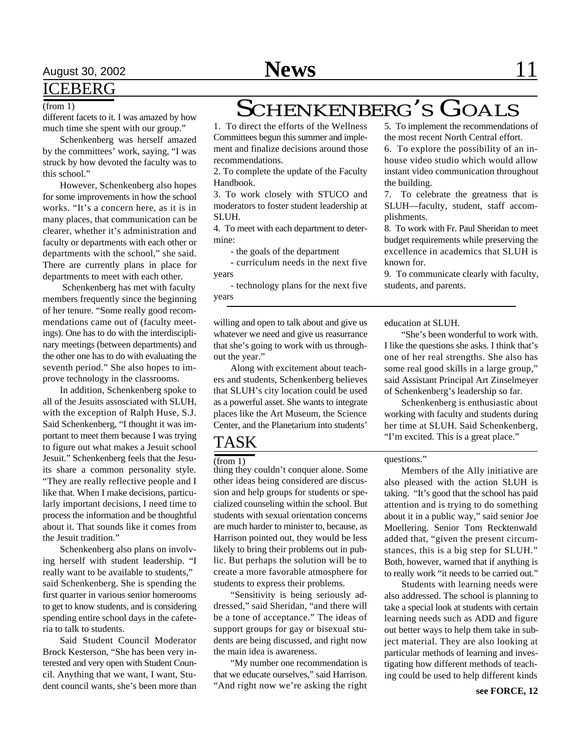## ICEBERG

(from 1)

different facets to it. I was amazed by how much time she spent with our group."

Schenkenberg was herself amazed by the committees' work, saying, "I was struck by how devoted the faculty was to this school."

However, Schenkenberg also hopes for some improvements in how the school works. "It's a concern here, as it is in many places, that communication can be clearer, whether it's administration and faculty or departments with each other or departments with the school," she said. There are currently plans in place for departments to meet with each other.

Schenkenberg has met with faculty members frequently since the beginning of her tenure. "Some really good recommendations came out of (faculty meetings). One has to do with the interdisciplinary meetings (between departments) and the other one has to do with evaluating the seventh period." She also hopes to improve technology in the classrooms.

In addition, Schenkenberg spoke to all of the Jesuits assosciated with SLUH, with the exception of Ralph Huse, S.J. Said Schenkenberg, "I thought it was important to meet them because I was trying to figure out what makes a Jesuit school Jesuit." Schenkenberg feels that the Jesuits share a common personality style. "They are really reflective people and I like that. When I make decisions, particularly important decisions, I need time to process the information and be thoughtful about it. That sounds like it comes from the Jesuit tradition."

Schenkenberg also plans on involving herself with student leadership. "I really want to be available to students," said Schenkenberg. She is spending the first quarter in various senior homerooms to get to know students, and is considering spending entire school days in the cafeteria to talk to students.

Said Student Council Moderator Brock Kesterson, "She has been very interested and very open with Student Council. Anything that we want, I want, Student council wants, she's been more than willing and open to talk about and give us whatever we need and give us reasurrance that she's going to work with us throughout the year."

Along with excitement about teachers and students, Schenkenberg believes that SLUH's city location could be used as a powerful asset. She wants to integrate places like the Art Museum, the Science Center, and the Planetarium into students' education at SLUH.

"She's been wonderful to work with. I like the questions she asks. I think that's one of her real strengths. She also has some real good skills in a large group," said Assistant Principal Art Zinselmeyer of Schenkenberg's leadership so far.

Schenkenberg is enthusiastic about working with faculty and students during her time at SLUH. Said Schenkenberg, "I'm excited. This is a great place."

# SCHENKENBERG'S GOALS

1. To direct the efforts of the Wellness Committees begun this summer and implement and finalize decisions around those recommendations.
2. To complete the update of the Faculty Handbook.
3. To work closely with STUCO and moderators to foster student leadership at SLUH.
4. To meet with each department to determine:
   - the goals of the department
   - curriculum needs in the next five years
   - technology plans for the next five years
5. To implement the recommendations of the most recent North Central effort.
6. To explore the possibility of an in-house video studio which would allow instant video communication throughout the building.
7. To celebrate the greatness that is SLUH—faculty, student, staff accomplishments.
8. To work with Fr. Paul Sheridan to meet budget requirements while preserving the excellence in academics that SLUH is known for.
9. To communicate clearly with faculty, students, and parents.

## TASK

(from 1)

thing they couldn't conquer alone. Some other ideas being considered are discussion and help groups for students or specialized counseling within the school. But students with sexual orientation concerns are much harder to minister to, because, as Harrison pointed out, they would be less likely to bring their problems out in public. But perhaps the solution will be to create a more favorable atmosphere for students to express their problems.

"Sensitivity is being seriously addressed," said Sheridan, "and there will be a tone of acceptance." The ideas of support groups for gay or bisexual students are being discussed, and right now the main idea is awareness.

"My number one recommendation is that we educate ourselves," said Harrison. "And right now we're asking the right questions."

Members of the Ally initiative are also pleased with the action SLUH is taking. "It's good that the school has paid attention and is trying to do something about it in a public way," said senior Joe Moellering. Senior Tom Recktenwald added that, "given the present circumstances, this is a big step for SLUH." Both, however, warned that if anything is to really work "it needs to be carried out."

Students with learning needs were also addressed. The school is planning to take a special look at students with certain learning needs such as ADD and figure out better ways to help them take in subject material. They are also looking at particular methods of learning and investigating how different methods of teaching could be used to help different kinds

**see FORCE, 12**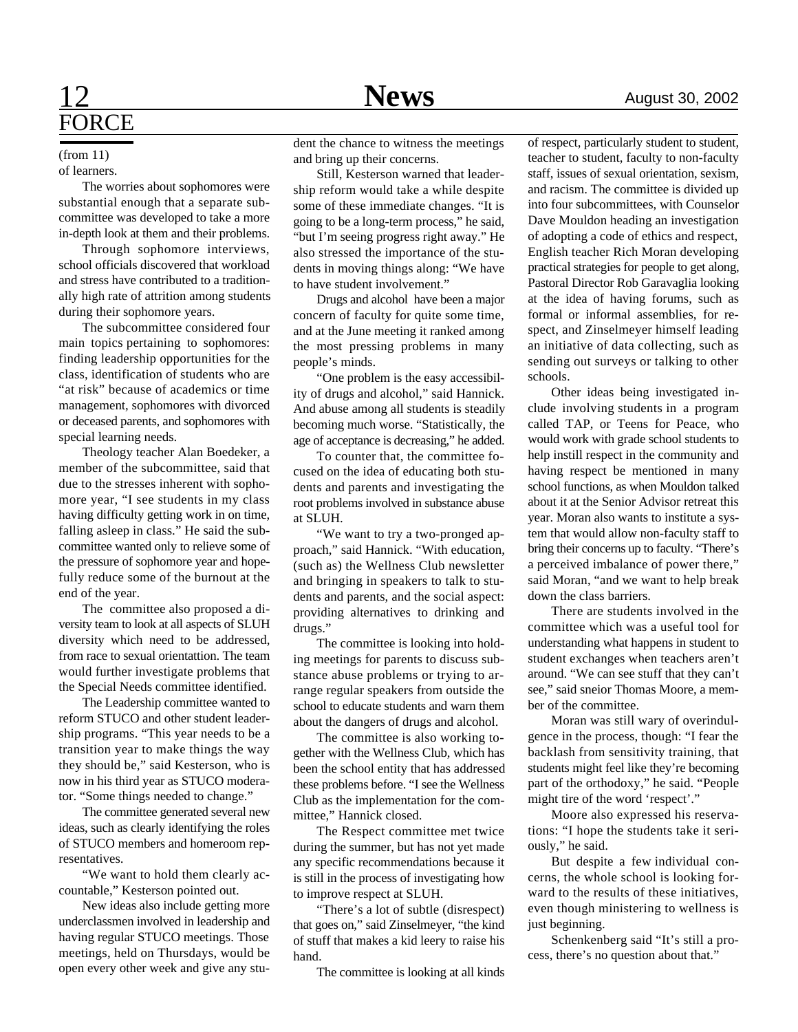## FORCE

(from 11)

of learners.

The worries about sophomores were substantial enough that a separate subcommittee was developed to take a more in-depth look at them and their problems.

Through sophomore interviews, school officials discovered that workload and stress have contributed to a traditionally high rate of attrition among students during their sophomore years.

The subcommittee considered four main topics pertaining to sophomores: finding leadership opportunities for the class, identification of students who are "at risk" because of academics or time management, sophomores with divorced or deceased parents, and sophomores with special learning needs.

Theology teacher Alan Boedeker, a member of the subcommittee, said that due to the stresses inherent with sophomore year, "I see students in my class having difficulty getting work in on time, falling asleep in class." He said the subcommittee wanted only to relieve some of the pressure of sophomore year and hopefully reduce some of the burnout at the end of the year.

The committee also proposed a diversity team to look at all aspects of SLUH diversity which need to be addressed, from race to sexual orientattion. The team would further investigate problems that the Special Needs committee identified.

The Leadership committee wanted to reform STUCO and other student leadership programs. "This year needs to be a transition year to make things the way they should be," said Kesterson, who is now in his third year as STUCO moderator. "Some things needed to change."

The committee generated several new ideas, such as clearly identifying the roles of STUCO members and homeroom representatives.

"We want to hold them clearly accountable," Kesterson pointed out.

New ideas also include getting more underclassmen involved in leadership and having regular STUCO meetings. Those meetings, held on Thursdays, would be open every other week and give any student the chance to witness the meetings and bring up their concerns.

Still, Kesterson warned that leadership reform would take a while despite some of these immediate changes. "It is going to be a long-term process," he said, "but I'm seeing progress right away." He also stressed the importance of the students in moving things along: "We have to have student involvement."

Drugs and alcohol have been a major concern of faculty for quite some time, and at the June meeting it ranked among the most pressing problems in many people's minds.

"One problem is the easy accessibility of drugs and alcohol," said Hannick. And abuse among all students is steadily becoming much worse. "Statistically, the age of acceptance is decreasing," he added.

To counter that, the committee focused on the idea of educating both students and parents and investigating the root problems involved in substance abuse at SLUH.

"We want to try a two-pronged approach," said Hannick. "With education, (such as) the Wellness Club newsletter and bringing in speakers to talk to students and parents, and the social aspect: providing alternatives to drinking and drugs."

The committee is looking into holding meetings for parents to discuss substance abuse problems or trying to arrange regular speakers from outside the school to educate students and warn them about the dangers of drugs and alcohol.

The committee is also working together with the Wellness Club, which has been the school entity that has addressed these problems before. "I see the Wellness Club as the implementation for the committee," Hannick closed.

The Respect committee met twice during the summer, but has not yet made any specific recommendations because it is still in the process of investigating how to improve respect at SLUH.

"There's a lot of subtle (disrespect) that goes on," said Zinselmeyer, "the kind of stuff that makes a kid leery to raise his hand.

The committee is looking at all kinds of respect, particularly student to student, teacher to student, faculty to non-faculty staff, issues of sexual orientation, sexism, and racism. The committee is divided up into four subcommittees, with Counselor Dave Mouldon heading an investigation of adopting a code of ethics and respect, English teacher Rich Moran developing practical strategies for people to get along, Pastoral Director Rob Garavaglia looking at the idea of having forums, such as formal or informal assemblies, for respect, and Zinselmeyer himself leading an initiative of data collecting, such as sending out surveys or talking to other schools.

Other ideas being investigated include involving students in a program called TAP, or Teens for Peace, who would work with grade school students to help instill respect in the community and having respect be mentioned in many school functions, as when Mouldon talked about it at the Senior Advisor retreat this year. Moran also wants to institute a system that would allow non-faculty staff to bring their concerns up to faculty. "There's a perceived imbalance of power there," said Moran, "and we want to help break down the class barriers.

There are students involved in the committee which was a useful tool for understanding what happens in student to student exchanges when teachers aren't around. "We can see stuff that they can't see," said sneior Thomas Moore, a member of the committee.

Moran was still wary of overindulgence in the process, though: "I fear the backlash from sensitivity training, that students might feel like they're becoming part of the orthodoxy," he said. "People might tire of the word 'respect'."

Moore also expressed his reservations: "I hope the students take it seriously," he said.

But despite a few individual concerns, the whole school is looking forward to the results of these initiatives, even though ministering to wellness is just beginning.

Schenkenberg said "It's still a process, there's no question about that."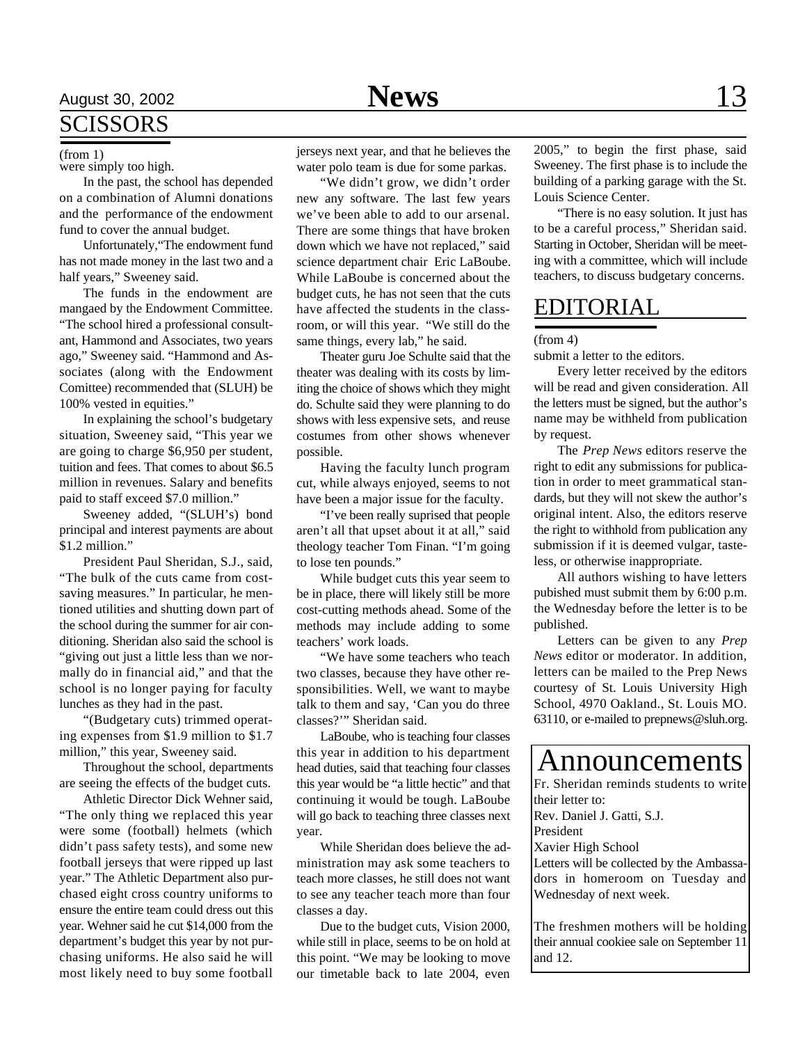## SCISSORS

(from 1)

were simply too high.

In the past, the school has depended on a combination of Alumni donations and the performance of the endowment fund to cover the annual budget.

Unfortunately,"The endowment fund has not made money in the last two and a half years," Sweeney said.

The funds in the endowment are mangaed by the Endowment Committee. "The school hired a professional consultant, Hammond and Associates, two years ago," Sweeney said. "Hammond and Associates (along with the Endowment Comittee) recommended that (SLUH) be 100% vested in equities."

In explaining the school's budgetary situation, Sweeney said, "This year we are going to charge $6,950 per student, tuition and fees. That comes to about $6.5 million in revenues. Salary and benefits paid to staff exceed $7.0 million."

Sweeney added, "(SLUH's) bond principal and interest payments are about $1.2 million."

President Paul Sheridan, S.J., said, "The bulk of the cuts came from cost-saving measures." In particular, he mentioned utilities and shutting down part of the school during the summer for air conditioning. Sheridan also said the school is "giving out just a little less than we normally do in financial aid," and that the school is no longer paying for faculty lunches as they had in the past.

"(Budgetary cuts) trimmed operating expenses from $1.9 million to $1.7 million," this year, Sweeney said.

Throughout the school, departments are seeing the effects of the budget cuts.

Athletic Director Dick Wehner said, "The only thing we replaced this year were some (football) helmets (which didn't pass safety tests), and some new football jerseys that were ripped up last year." The Athletic Department also purchased eight cross country uniforms to ensure the entire team could dress out this year. Wehner said he cut $14,000 from the department's budget this year by not purchasing uniforms. He also said he will most likely need to buy some football jerseys next year, and that he believes the water polo team is due for some parkas.

"We didn't grow, we didn't order new any software. The last few years we've been able to add to our arsenal. There are some things that have broken down which we have not replaced," said science department chair Eric LaBoube. While LaBoube is concerned about the budget cuts, he has not seen that the cuts have affected the students in the classroom, or will this year. "We still do the same things, every lab," he said.

Theater guru Joe Schulte said that the theater was dealing with its costs by limiting the choice of shows which they might do. Schulte said they were planning to do shows with less expensive sets, and reuse costumes from other shows whenever possible.

Having the faculty lunch program cut, while always enjoyed, seems to not have been a major issue for the faculty.

"I've been really suprised that people aren't all that upset about it at all," said theology teacher Tom Finan. "I'm going to lose ten pounds."

While budget cuts this year seem to be in place, there will likely still be more cost-cutting methods ahead. Some of the methods may include adding to some teachers' work loads.

"We have some teachers who teach two classes, because they have other responsibilities. Well, we want to maybe talk to them and say, 'Can you do three classes?'" Sheridan said.

LaBoube, who is teaching four classes this year in addition to his department head duties, said that teaching four classes this year would be "a little hectic" and that continuing it would be tough. LaBoube will go back to teaching three classes next year.

While Sheridan does believe the administration may ask some teachers to teach more classes, he still does not want to see any teacher teach more than four classes a day.

Due to the budget cuts, Vision 2000, while still in place, seems to be on hold at this point. "We may be looking to move our timetable back to late 2004, even 2005," to begin the first phase, said Sweeney. The first phase is to include the building of a parking garage with the St. Louis Science Center.

"There is no easy solution. It just has to be a careful process," Sheridan said. Starting in October, Sheridan will be meeting with a committee, which will include teachers, to discuss budgetary concerns.

## EDITORIAL

(from 4)

submit a letter to the editors.

Every letter received by the editors will be read and given consideration. All the letters must be signed, but the author's name may be withheld from publication by request.

The *Prep News* editors reserve the right to edit any submissions for publication in order to meet grammatical standards, but they will not skew the author's original intent. Also, the editors reserve the right to withhold from publication any submission if it is deemed vulgar, tasteless, or otherwise inappropriate.

All authors wishing to have letters pubished must submit them by 6:00 p.m. the Wednesday before the letter is to be published.

Letters can be given to any *Prep News* editor or moderator. In addition, letters can be mailed to the Prep News courtesy of St. Louis University High School, 4970 Oakland., St. Louis MO. 63110, or e-mailed to prepnews@sluh.org.

## Announcements

Fr. Sheridan reminds students to write their letter to:
Rev. Daniel J. Gatti, S.J.
President
Xavier High School
Letters will be collected by the Ambassadors in homeroom on Tuesday and Wednesday of next week.

The freshmen mothers will be holding their annual cookiee sale on September 11 and 12.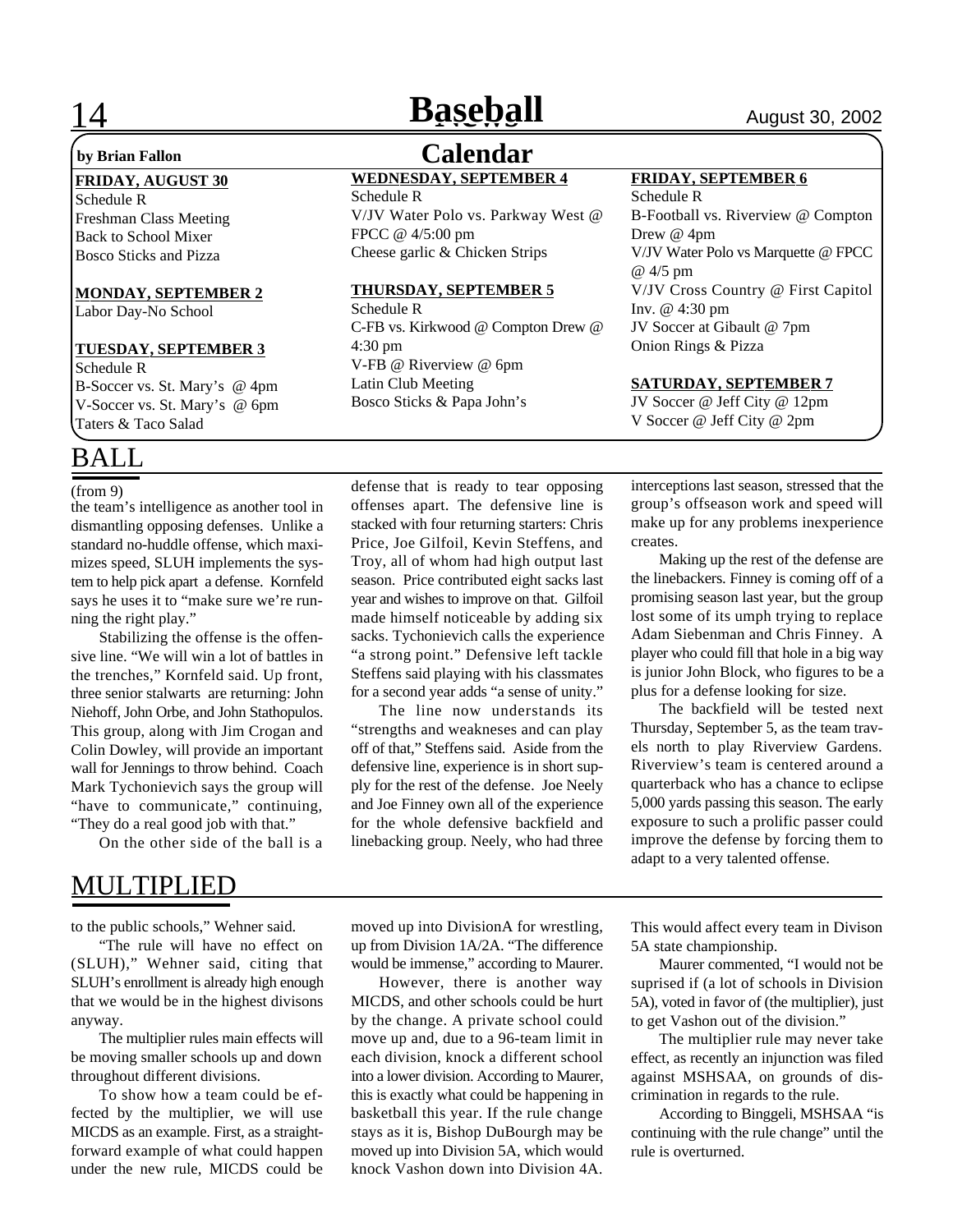# Baseball

## Calendar

**by Brian Fallon**

**FRIDAY, AUGUST 30**
Schedule R
Freshman Class Meeting
Back to School Mixer
Bosco Sticks and Pizza

**MONDAY, SEPTEMBER 2**
Labor Day-No School

**TUESDAY, SEPTEMBER 3**
Schedule R
B-Soccer vs. St. Mary's @ 4pm
V-Soccer vs. St. Mary's @ 6pm
Taters & Taco Salad

**WEDNESDAY, SEPTEMBER 4**
Schedule R
V/JV Water Polo vs. Parkway West @ FPCC @ 4/5:00 pm
Cheese garlic & Chicken Strips

**THURSDAY, SEPTEMBER 5**
Schedule R
C-FB vs. Kirkwood @ Compton Drew @ 4:30 pm
V-FB @ Riverview @ 6pm
Latin Club Meeting
Bosco Sticks & Papa John's

**FRIDAY, SEPTEMBER 6**
Schedule R
B-Football vs. Riverview @ Compton Drew @ 4pm
V/JV Water Polo vs Marquette @ FPCC @ 4/5 pm
V/JV Cross Country @ First Capitol Inv. @ 4:30 pm
JV Soccer at Gibault @ 7pm
Onion Rings & Pizza

**SATURDAY, SEPTEMBER 7**
JV Soccer @ Jeff City @ 12pm
V Soccer @ Jeff City @ 2pm

## BALL

(from 9)

the team's intelligence as another tool in dismantling opposing defenses. Unlike a standard no-huddle offense, which maximizes speed, SLUH implements the system to help pick apart a defense. Kornfeld says he uses it to "make sure we're running the right play."

Stabilizing the offense is the offensive line. "We will win a lot of battles in the trenches," Kornfeld said. Up front, three senior stalwarts are returning: John Niehoff, John Orbe, and John Stathopulos. This group, along with Jim Crogan and Colin Dowley, will provide an important wall for Jennings to throw behind. Coach Mark Tychonievich says the group will "have to communicate," continuing, "They do a real good job with that."

On the other side of the ball is a defense that is ready to tear opposing offenses apart. The defensive line is stacked with four returning starters: Chris Price, Joe Gilfoil, Kevin Steffens, and Troy, all of whom had high output last season. Price contributed eight sacks last year and wishes to improve on that. Gilfoil made himself noticeable by adding six sacks. Tychonievich calls the experience "a strong point." Defensive left tackle Steffens said playing with his classmates for a second year adds "a sense of unity."

The line now understands its "strengths and weaknesses and can play off of that," Steffens said. Aside from the defensive line, experience is in short supply for the rest of the defense. Joe Neely and Joe Finney own all of the experience for the whole defensive backfield and linebacking group. Neely, who had three interceptions last season, stressed that the group's offseason work and speed will make up for any problems inexperience creates.

Making up the rest of the defense are the linebackers. Finney is coming off of a promising season last year, but the group lost some of its umph trying to replace Adam Siebenman and Chris Finney. A player who could fill that hole in a big way is junior John Block, who figures to be a plus for a defense looking for size.

The backfield will be tested next Thursday, September 5, as the team travels north to play Riverview Gardens. Riverview's team is centered around a quarterback who has a chance to eclipse 5,000 yards passing this season. The early exposure to such a prolific passer could improve the defense by forcing them to adapt to a very talented offense.

## MULTIPLIED

to the public schools," Wehner said.

"The rule will have no effect on (SLUH)," Wehner said, citing that SLUH's enrollment is already high enough that we would be in the highest divisons anyway.

The multiplier rules main effects will be moving smaller schools up and down throughout different divisions.

To show how a team could be effected by the multiplier, we will use MICDS as an example. First, as a straightforward example of what could happen under the new rule, MICDS could be moved up into DivisionA for wrestling, up from Division 1A/2A. "The difference would be immense," according to Maurer.

However, there is another way MICDS, and other schools could be hurt by the change. A private school could move up and, due to a 96-team limit in each division, knock a different school into a lower division. According to Maurer, this is exactly what could be happening in basketball this year. If the rule change stays as it is, Bishop DuBourgh may be moved up into Division 5A, which would knock Vashon down into Division 4A. This would affect every team in Divison 5A state championship.

Maurer commented, "I would not be suprised if (a lot of schools in Division 5A), voted in favor of (the multiplier), just to get Vashon out of the division."

The multiplier rule may never take effect, as recently an injunction was filed against MSHSAA, on grounds of discrimination in regards to the rule.

According to Binggeli, MSHSAA "is continuing with the rule change" until the rule is overturned.